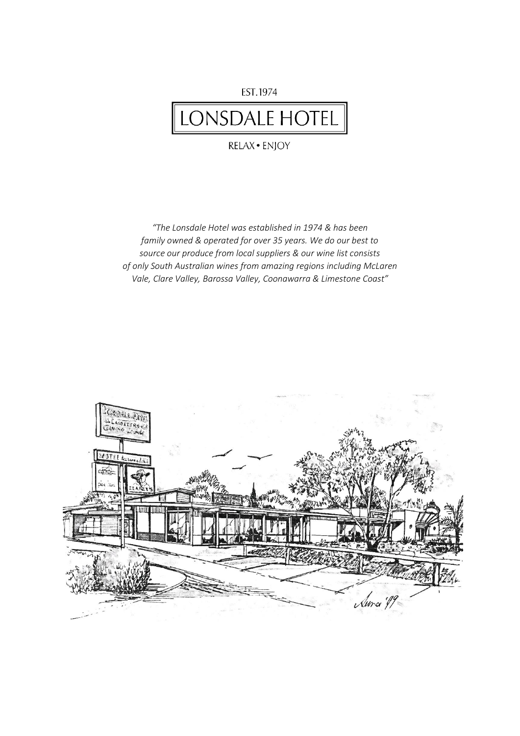EST.1974

# LONSDALE HOTEL

RELAX • ENJOY

*"The Lonsdale Hotel was established in 1974 & has been family owned & operated for over 35 years. We do our best to source our produce from local suppliers & our wine list consists of only South Australian wines from amazing regions including McLaren Vale, Clare Valley, Barossa Valley, Coonawarra & Limestone Coast"*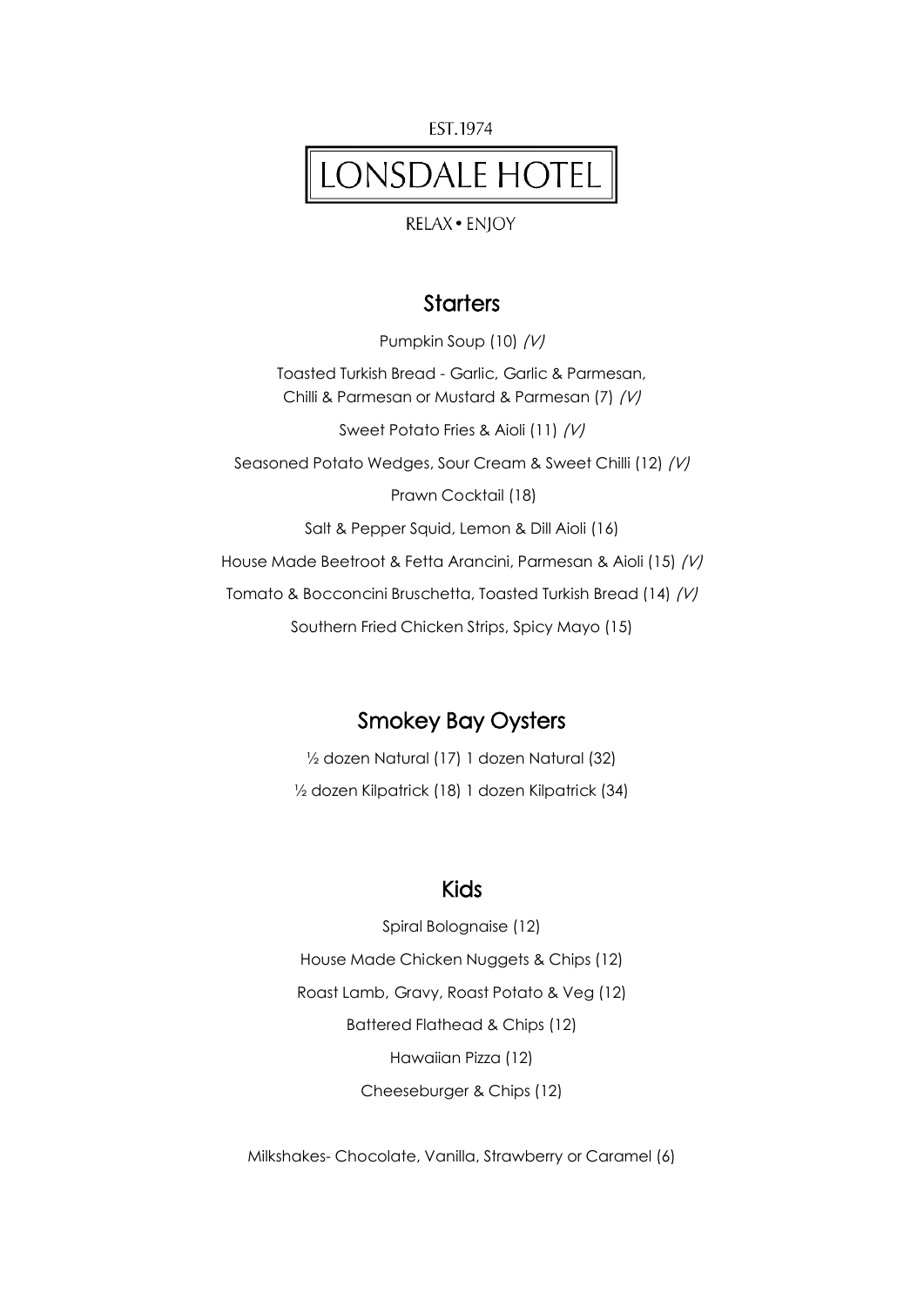EST.1974

# LONSDALE HOTEL

RELAX • ENJOY

## Starters

Pumpkin Soup (10) *(V)*

Toasted Turkish Bread - Garlic, Garlic & Parmesan, Chilli & Parmesan or Mustard & Parmesan (7) *(V)*

Sweet Potato Fries & Aioli (11) *(V)*

Seasoned Potato Wedges, Sour Cream & Sweet Chilli (12) *(V)*

Prawn Cocktail (18)

Salt & Pepper Squid, Lemon & Dill Aioli (16)

House Made Beetroot & Fetta Arancini, Parmesan & Aioli (15) *(V)*

Tomato & Bocconcini Bruschetta, Toasted Turkish Bread (14) *(V)*

Southern Fried Chicken Strips, Spicy Mayo (15)

## Smokey Bay Oysters

½ dozen Natural (17) 1 dozen Natural (32)

½ dozen Kilpatrick (18) 1 dozen Kilpatrick (34)

## Kids

Spiral Bolognaise (12)

House Made Chicken Nuggets & Chips (12)

Roast Lamb, Gravy, Roast Potato & Veg (12)

Battered Flathead & Chips (12)

Hawaiian Pizza (12)

Cheeseburger & Chips (12)

Milkshakes- Chocolate, Vanilla, Strawberry or Caramel (6)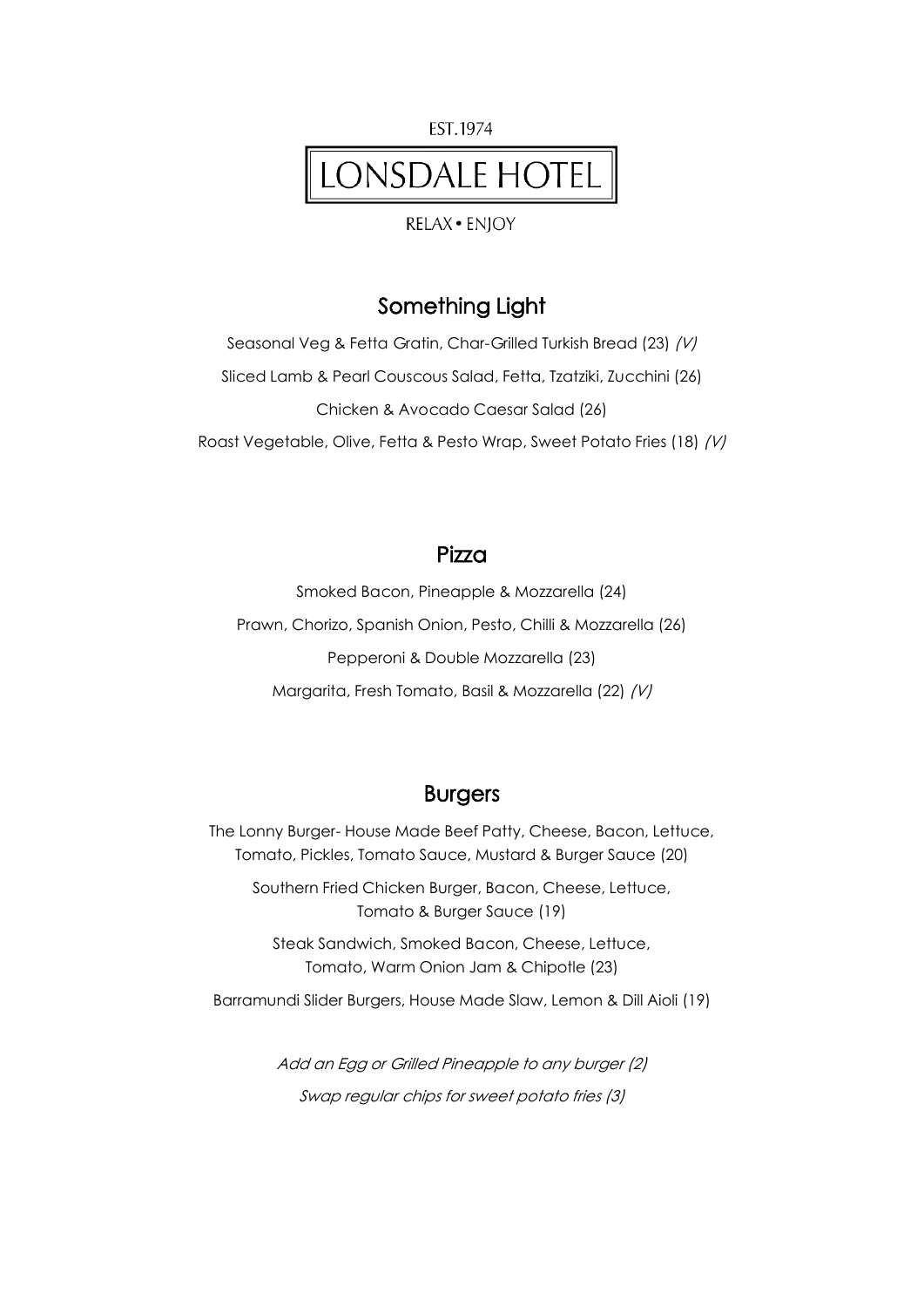EST.1974

# LONSDALE HOTEL

RELAX • ENJOY

## Something Light

Seasonal Veg & Fetta Gratin, Char-Grilled Turkish Bread (23) *(V)*

Sliced Lamb & Pearl Couscous Salad, Fetta, Tzatziki, Zucchini (26)

Chicken & Avocado Caesar Salad (26)

Roast Vegetable, Olive, Fetta & Pesto Wrap, Sweet Potato Fries (18) *(V)*

## Pizza

Smoked Bacon, Pineapple & Mozzarella (24)

Prawn, Chorizo, Spanish Onion, Pesto, Chilli & Mozzarella (26)

Pepperoni & Double Mozzarella (23)

Margarita, Fresh Tomato, Basil & Mozzarella (22) *(V)*

## Burgers

The Lonny Burger- House Made Beef Patty, Cheese, Bacon, Lettuce, Tomato, Pickles, Tomato Sauce, Mustard & Burger Sauce (20)

Southern Fried Chicken Burger, Bacon, Cheese, Lettuce, Tomato & Burger Sauce (19)

Steak Sandwich, Smoked Bacon, Cheese, Lettuce, Tomato, Warm Onion Jam & Chipotle (23)

Barramundi Slider Burgers, House Made Slaw, Lemon & Dill Aioli (19)

*Add an Egg or Grilled Pineapple to any burger (2)*

*Swap regular chips for sweet potato fries (3)*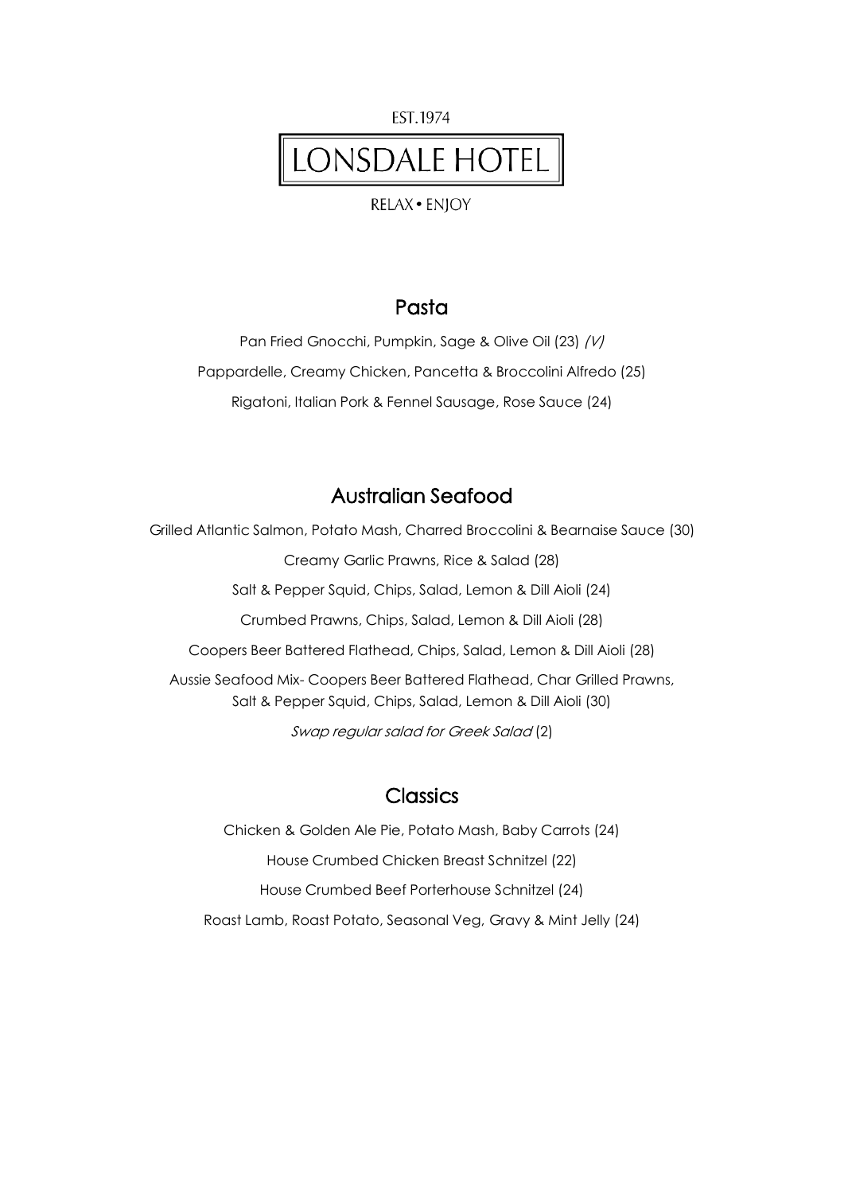EST. 1974

# LONSDALE HOTEL

RELAX • ENJOY

## Pasta

Pan Fried Gnocchi, Pumpkin, Sage & Olive Oil (23) *(V)*

Pappardelle, Creamy Chicken, Pancetta & Broccolini Alfredo (25)

Rigatoni, Italian Pork & Fennel Sausage, Rose Sauce (24)

## Australian Seafood

Grilled Atlantic Salmon, Potato Mash, Charred Broccolini & Bearnaise Sauce (30)

Creamy Garlic Prawns, Rice & Salad (28)

Salt & Pepper Squid, Chips, Salad, Lemon & Dill Aioli (24)

Crumbed Prawns, Chips, Salad, Lemon & Dill Aioli (28)

Coopers Beer Battered Flathead, Chips, Salad, Lemon & Dill Aioli (28)

Aussie Seafood Mix- Coopers Beer Battered Flathead, Char Grilled Prawns, Salt & Pepper Squid, Chips, Salad, Lemon & Dill Aioli (30)

*Swap regular salad for Greek Salad* (2)

## Classics

Chicken & Golden Ale Pie, Potato Mash, Baby Carrots (24)

House Crumbed Chicken Breast Schnitzel (22)

House Crumbed Beef Porterhouse Schnitzel (24)

Roast Lamb, Roast Potato, Seasonal Veg, Gravy & Mint Jelly (24)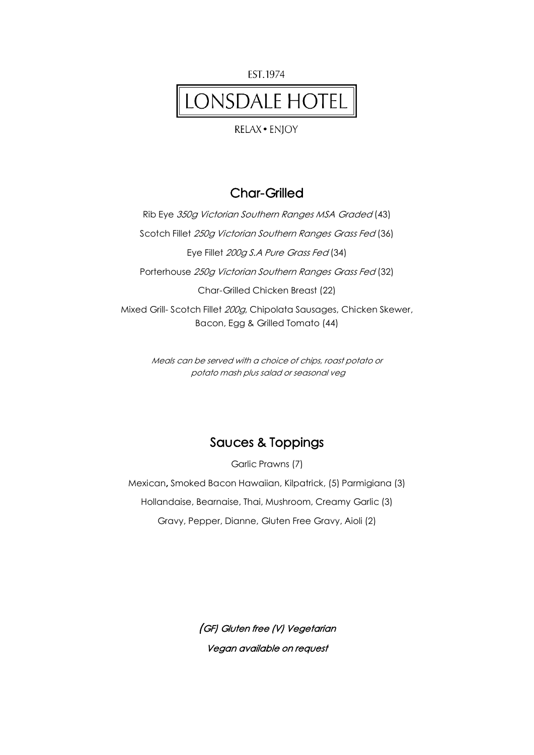EST. 1974

# LONSDALE HOTEL

RELAX • ENJOY

## Char-Grilled

Rib Eye *350g Victorian Southern Ranges MSA Graded* (43)

Scotch Fillet *250g Victorian Southern Ranges Grass Fed* (36)

Eye Fillet *200g S.A Pure Grass Fed* (34)

Porterhouse *250g Victorian Southern Ranges Grass Fed* (32)

Char-Grilled Chicken Breast (22)

Mixed Grill- Scotch Fillet *200g*, Chipolata Sausages, Chicken Skewer, Bacon, Egg & Grilled Tomato (44)

*Meals can be served with a choice of chips, roast potato or potato mash plus salad or seasonal veg*

## Sauces & Toppings

Garlic Prawns (7)

Mexican**,** Smoked Bacon Hawaiian, Kilpatrick, (5) Parmigiana (3)

Hollandaise, Bearnaise, Thai, Mushroom, Creamy Garlic (3)

Gravy, Pepper, Dianne, Gluten Free Gravy, Aioli (2)

*(GF) Gluten free (V) Vegetarian*

*Vegan available on request*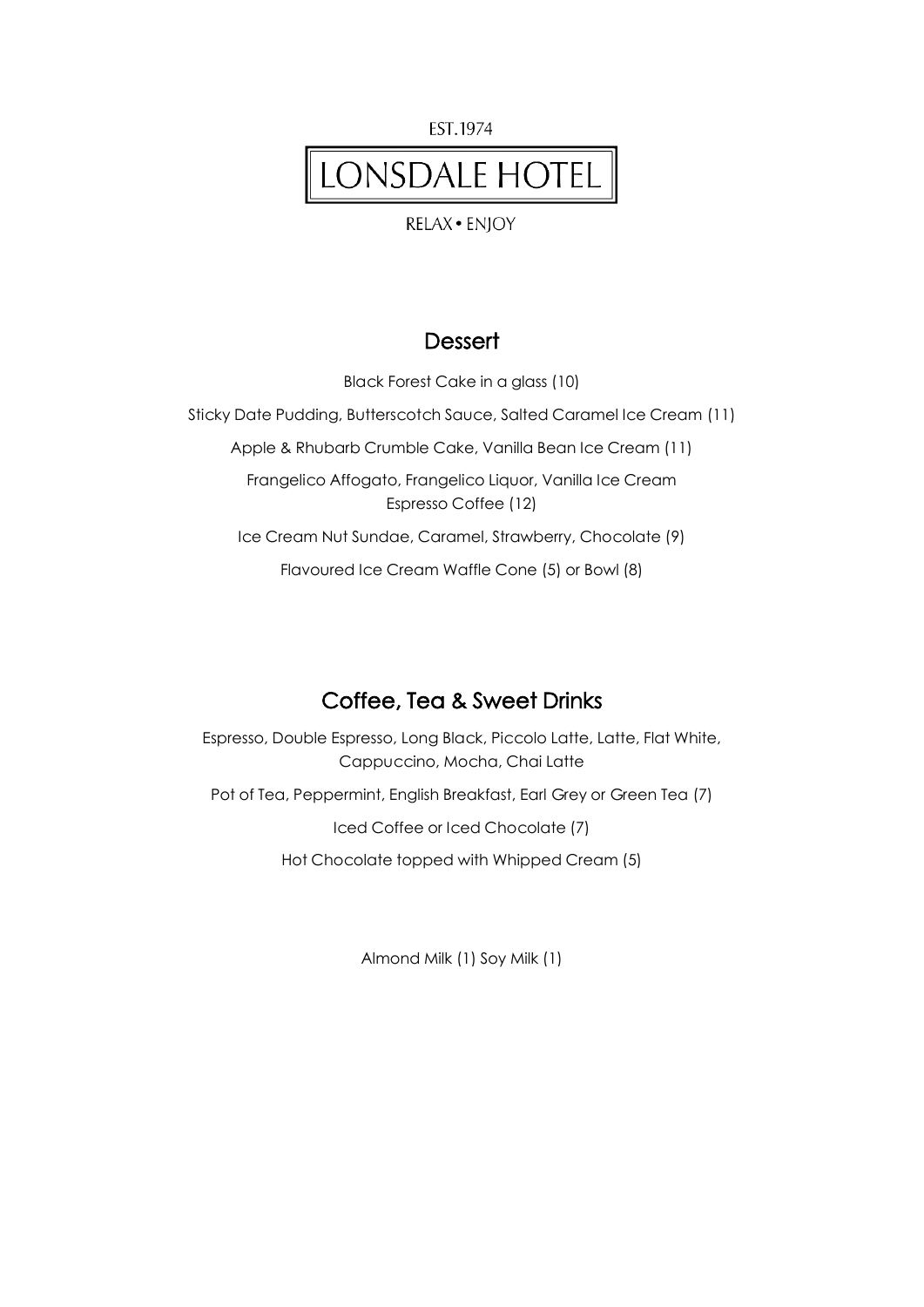EST.1974

# LONSDALE HOTEL

RELAX • ENJOY

## Dessert

Black Forest Cake in a glass (10)

Sticky Date Pudding, Butterscotch Sauce, Salted Caramel Ice Cream (11)

Apple & Rhubarb Crumble Cake, Vanilla Bean Ice Cream (11)

Frangelico Affogato, Frangelico Liquor, Vanilla Ice Cream
Espresso Coffee (12)

Ice Cream Nut Sundae, Caramel, Strawberry, Chocolate (9)

Flavoured Ice Cream Waffle Cone (5) or Bowl (8)

## Coffee, Tea & Sweet Drinks

Espresso, Double Espresso, Long Black, Piccolo Latte, Latte, Flat White,
Cappuccino, Mocha, Chai Latte

Pot of Tea, Peppermint, English Breakfast, Earl Grey or Green Tea (7)

Iced Coffee or Iced Chocolate (7)

Hot Chocolate topped with Whipped Cream (5)

Almond Milk (1) Soy Milk (1)